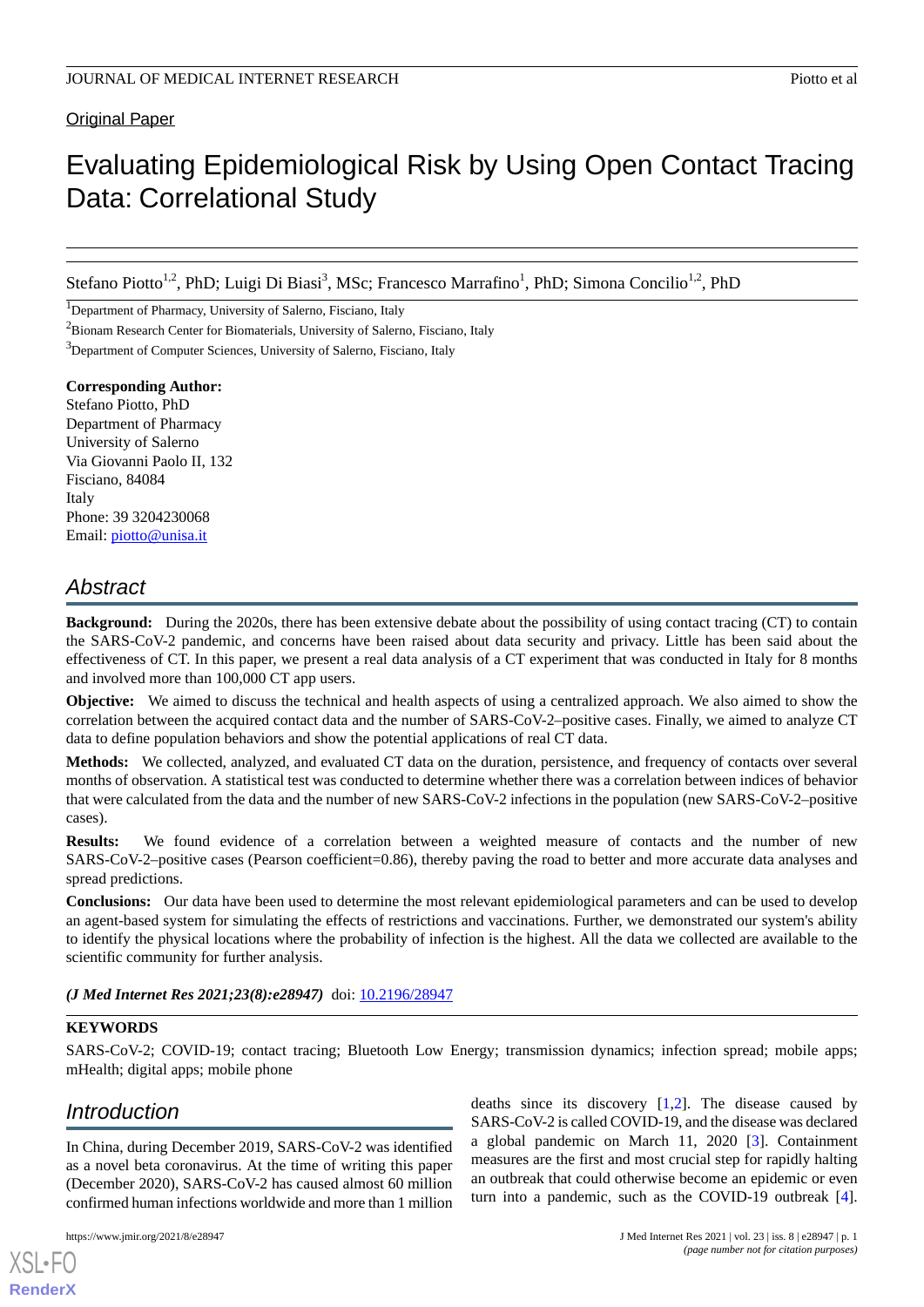Original Paper

# Evaluating Epidemiological Risk by Using Open Contact Tracing Data: Correlational Study

Stefano Piotto[1,2], PhD; Luigi Di Biasi[3], MSc; Francesco Marrafino[1], PhD; Simona Concilio[1,2], PhD

[1]Department of Pharmacy, University of Salerno, Fisciano, Italy

[2]Bionam Research Center for Biomaterials, University of Salerno, Fisciano, Italy

[3]Department of Computer Sciences, University of Salerno, Fisciano, Italy

**Corresponding Author:**
Stefano Piotto, PhD
Department of Pharmacy
University of Salerno
Via Giovanni Paolo II, 132
Fisciano, 84084
Italy
Phone: 39 3204230068
Email: piotto@unisa.it

## Abstract

**Background:** During the 2020s, there has been extensive debate about the possibility of using contact tracing (CT) to contain the SARS-CoV-2 pandemic, and concerns have been raised about data security and privacy. Little has been said about the effectiveness of CT. In this paper, we present a real data analysis of a CT experiment that was conducted in Italy for 8 months and involved more than 100,000 CT app users.

**Objective:** We aimed to discuss the technical and health aspects of using a centralized approach. We also aimed to show the correlation between the acquired contact data and the number of SARS-CoV-2–positive cases. Finally, we aimed to analyze CT data to define population behaviors and show the potential applications of real CT data.

**Methods:** We collected, analyzed, and evaluated CT data on the duration, persistence, and frequency of contacts over several months of observation. A statistical test was conducted to determine whether there was a correlation between indices of behavior that were calculated from the data and the number of new SARS-CoV-2 infections in the population (new SARS-CoV-2–positive cases).

**Results:** We found evidence of a correlation between a weighted measure of contacts and the number of new SARS-CoV-2–positive cases (Pearson coefficient=0.86), thereby paving the road to better and more accurate data analyses and spread predictions.

**Conclusions:** Our data have been used to determine the most relevant epidemiological parameters and can be used to develop an agent-based system for simulating the effects of restrictions and vaccinations. Further, we demonstrated our system's ability to identify the physical locations where the probability of infection is the highest. All the data we collected are available to the scientific community for further analysis.

***(J Med Internet Res 2021;23(8):e28947)*** doi: 10.2196/28947

**KEYWORDS**

SARS-CoV-2; COVID-19; contact tracing; Bluetooth Low Energy; transmission dynamics; infection spread; mobile apps; mHealth; digital apps; mobile phone

## Introduction

In China, during December 2019, SARS-CoV-2 was identified as a novel beta coronavirus. At the time of writing this paper (December 2020), SARS-CoV-2 has caused almost 60 million confirmed human infections worldwide and more than 1 million deaths since its discovery [1,2]. The disease caused by SARS-CoV-2 is called COVID-19, and the disease was declared a global pandemic on March 11, 2020 [3]. Containment measures are the first and most crucial step for rapidly halting an outbreak that could otherwise become an epidemic or even turn into a pandemic, such as the COVID-19 outbreak [4].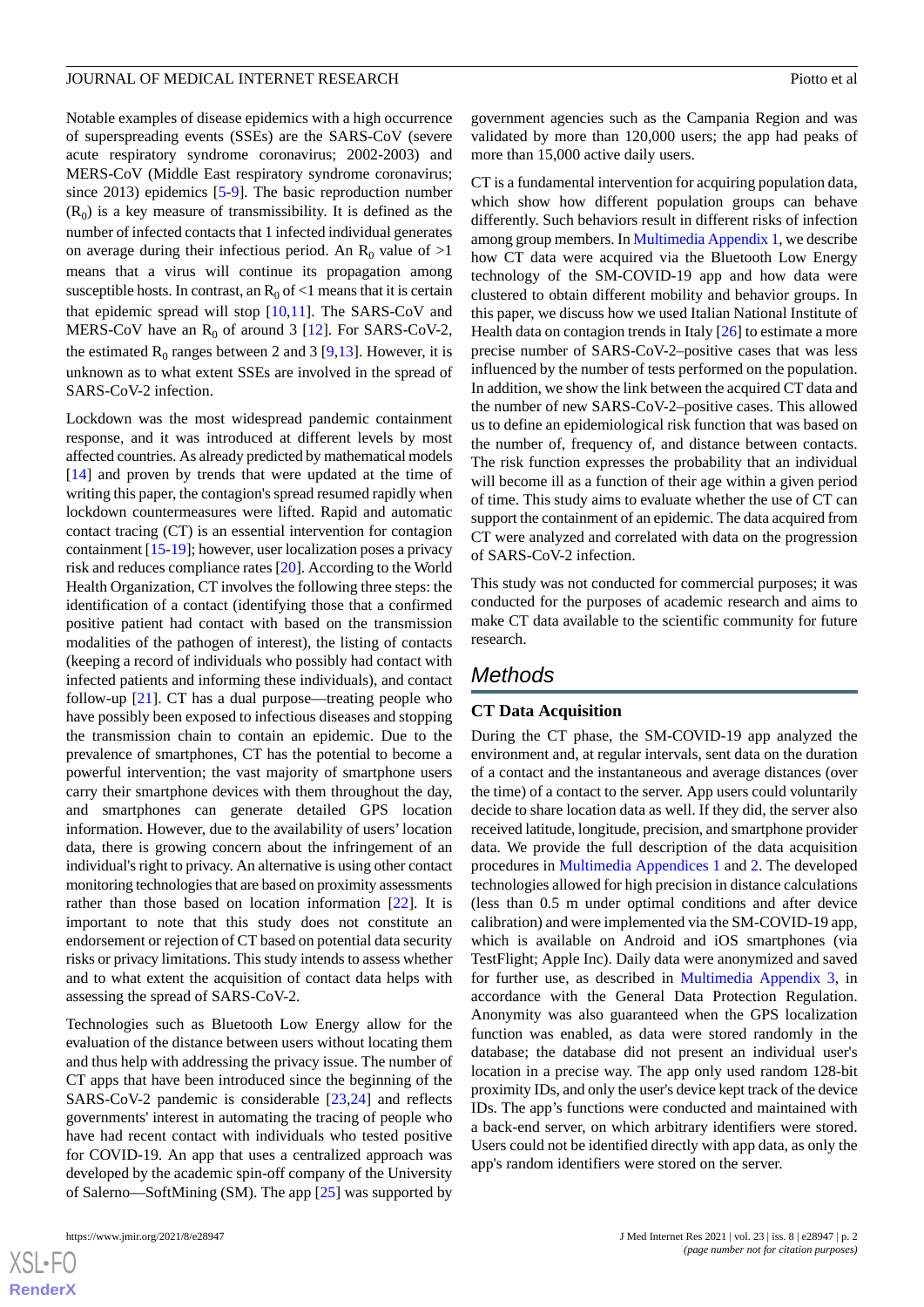Notable examples of disease epidemics with a high occurrence of superspreading events (SSEs) are the SARS-CoV (severe acute respiratory syndrome coronavirus; 2002-2003) and MERS-CoV (Middle East respiratory syndrome coronavirus; since 2013) epidemics [5-9]. The basic reproduction number ($R_0$) is a key measure of transmissibility. It is defined as the number of infected contacts that 1 infected individual generates on average during their infectious period. An $R_0$ value of >1 means that a virus will continue its propagation among susceptible hosts. In contrast, an $R_0$ of <1 means that it is certain that epidemic spread will stop [10,11]. The SARS-CoV and MERS-CoV have an $R_0$ of around 3 [12]. For SARS-CoV-2, the estimated $R_0$ ranges between 2 and 3 [9,13]. However, it is unknown as to what extent SSEs are involved in the spread of SARS-CoV-2 infection.

Lockdown was the most widespread pandemic containment response, and it was introduced at different levels by most affected countries. As already predicted by mathematical models [14] and proven by trends that were updated at the time of writing this paper, the contagion's spread resumed rapidly when lockdown countermeasures were lifted. Rapid and automatic contact tracing (CT) is an essential intervention for contagion containment [15-19]; however, user localization poses a privacy risk and reduces compliance rates [20]. According to the World Health Organization, CT involves the following three steps: the identification of a contact (identifying those that a confirmed positive patient had contact with based on the transmission modalities of the pathogen of interest), the listing of contacts (keeping a record of individuals who possibly had contact with infected patients and informing these individuals), and contact follow-up [21]. CT has a dual purpose—treating people who have possibly been exposed to infectious diseases and stopping the transmission chain to contain an epidemic. Due to the prevalence of smartphones, CT has the potential to become a powerful intervention; the vast majority of smartphone users carry their smartphone devices with them throughout the day, and smartphones can generate detailed GPS location information. However, due to the availability of users' location data, there is growing concern about the infringement of an individual's right to privacy. An alternative is using other contact monitoring technologies that are based on proximity assessments rather than those based on location information [22]. It is important to note that this study does not constitute an endorsement or rejection of CT based on potential data security risks or privacy limitations. This study intends to assess whether and to what extent the acquisition of contact data helps with assessing the spread of SARS-CoV-2.

Technologies such as Bluetooth Low Energy allow for the evaluation of the distance between users without locating them and thus help with addressing the privacy issue. The number of CT apps that have been introduced since the beginning of the SARS-CoV-2 pandemic is considerable [23,24] and reflects governments' interest in automating the tracing of people who have had recent contact with individuals who tested positive for COVID-19. An app that uses a centralized approach was developed by the academic spin-off company of the University of Salerno—SoftMining (SM). The app [25] was supported by government agencies such as the Campania Region and was validated by more than 120,000 users; the app had peaks of more than 15,000 active daily users.

CT is a fundamental intervention for acquiring population data, which show how different population groups can behave differently. Such behaviors result in different risks of infection among group members. In Multimedia Appendix 1, we describe how CT data were acquired via the Bluetooth Low Energy technology of the SM-COVID-19 app and how data were clustered to obtain different mobility and behavior groups. In this paper, we discuss how we used Italian National Institute of Health data on contagion trends in Italy [26] to estimate a more precise number of SARS-CoV-2–positive cases that was less influenced by the number of tests performed on the population. In addition, we show the link between the acquired CT data and the number of new SARS-CoV-2–positive cases. This allowed us to define an epidemiological risk function that was based on the number of, frequency of, and distance between contacts. The risk function expresses the probability that an individual will become ill as a function of their age within a given period of time. This study aims to evaluate whether the use of CT can support the containment of an epidemic. The data acquired from CT were analyzed and correlated with data on the progression of SARS-CoV-2 infection.

This study was not conducted for commercial purposes; it was conducted for the purposes of academic research and aims to make CT data available to the scientific community for future research.

## Methods

### CT Data Acquisition

During the CT phase, the SM-COVID-19 app analyzed the environment and, at regular intervals, sent data on the duration of a contact and the instantaneous and average distances (over the time) of a contact to the server. App users could voluntarily decide to share location data as well. If they did, the server also received latitude, longitude, precision, and smartphone provider data. We provide the full description of the data acquisition procedures in Multimedia Appendices 1 and 2. The developed technologies allowed for high precision in distance calculations (less than 0.5 m under optimal conditions and after device calibration) and were implemented via the SM-COVID-19 app, which is available on Android and iOS smartphones (via TestFlight; Apple Inc). Daily data were anonymized and saved for further use, as described in Multimedia Appendix 3, in accordance with the General Data Protection Regulation. Anonymity was also guaranteed when the GPS localization function was enabled, as data were stored randomly in the database; the database did not present an individual user's location in a precise way. The app only used random 128-bit proximity IDs, and only the user's device kept track of the device IDs. The app's functions were conducted and maintained with a back-end server, on which arbitrary identifiers were stored. Users could not be identified directly with app data, as only the app's random identifiers were stored on the server.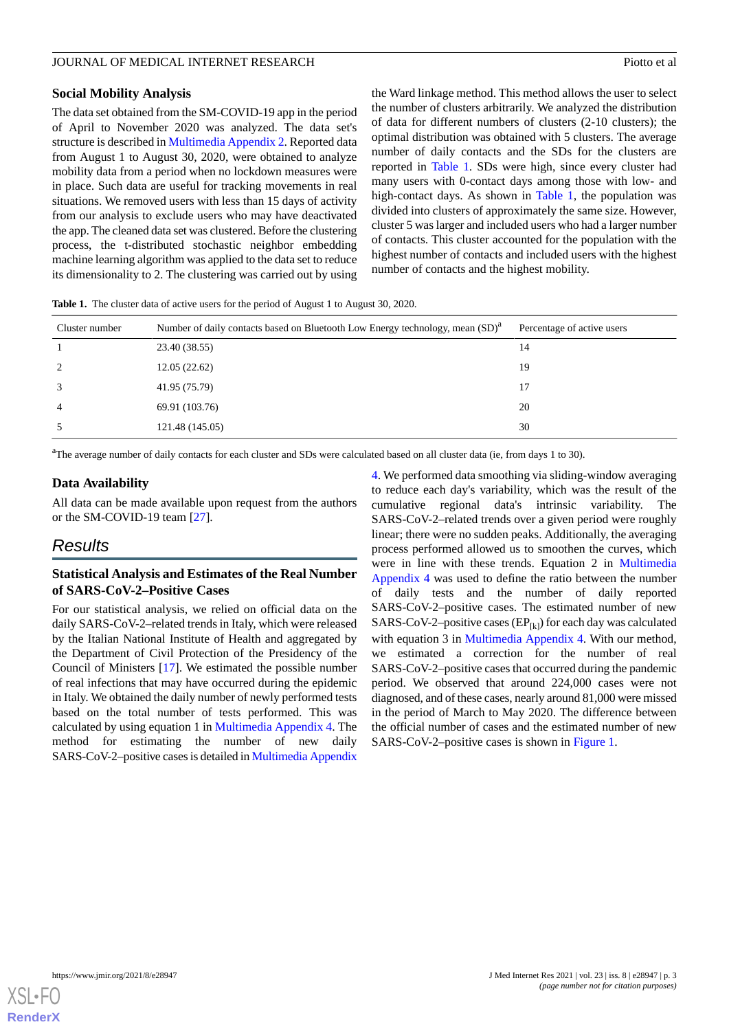### Social Mobility Analysis

The data set obtained from the SM-COVID-19 app in the period of April to November 2020 was analyzed. The data set's structure is described in Multimedia Appendix 2. Reported data from August 1 to August 30, 2020, were obtained to analyze mobility data from a period when no lockdown measures were in place. Such data are useful for tracking movements in real situations. We removed users with less than 15 days of activity from our analysis to exclude users who may have deactivated the app. The cleaned data set was clustered. Before the clustering process, the t-distributed stochastic neighbor embedding machine learning algorithm was applied to the data set to reduce its dimensionality to 2. The clustering was carried out by using the Ward linkage method. This method allows the user to select the number of clusters arbitrarily. We analyzed the distribution of data for different numbers of clusters (2-10 clusters); the optimal distribution was obtained with 5 clusters. The average number of daily contacts and the SDs for the clusters are reported in Table 1. SDs were high, since every cluster had many users with 0-contact days among those with low- and high-contact days. As shown in Table 1, the population was divided into clusters of approximately the same size. However, cluster 5 was larger and included users who had a larger number of contacts. This cluster accounted for the population with the highest number of contacts and included users with the highest number of contacts and the highest mobility.

**Table 1.** The cluster data of active users for the period of August 1 to August 30, 2020.

| Cluster number | Number of daily contacts based on Bluetooth Low Energy technology, mean (SD)[a] | Percentage of active users |
|---|---|---|
| 1 | 23.40 (38.55) | 14 |
| 2 | 12.05 (22.62) | 19 |
| 3 | 41.95 (75.79) | 17 |
| 4 | 69.91 (103.76) | 20 |
| 5 | 121.48 (145.05) | 30 |

[a]The average number of daily contacts for each cluster and SDs were calculated based on all cluster data (ie, from days 1 to 30).

### Data Availability

All data can be made available upon request from the authors or the SM-COVID-19 team [27].

## Results

### Statistical Analysis and Estimates of the Real Number of SARS-CoV-2–Positive Cases

For our statistical analysis, we relied on official data on the daily SARS-CoV-2–related trends in Italy, which were released by the Italian National Institute of Health and aggregated by the Department of Civil Protection of the Presidency of the Council of Ministers [17]. We estimated the possible number of real infections that may have occurred during the epidemic in Italy. We obtained the daily number of newly performed tests based on the total number of tests performed. This was calculated by using equation 1 in Multimedia Appendix 4. The method for estimating the number of new daily SARS-CoV-2–positive cases is detailed in Multimedia Appendix 4. We performed data smoothing via sliding-window averaging to reduce each day's variability, which was the result of the cumulative regional data's intrinsic variability. The SARS-CoV-2–related trends over a given period were roughly linear; there were no sudden peaks. Additionally, the averaging process performed allowed us to smoothen the curves, which were in line with these trends. Equation 2 in Multimedia Appendix 4 was used to define the ratio between the number of daily tests and the number of daily reported SARS-CoV-2–positive cases. The estimated number of new SARS-CoV-2–positive cases ($EP_{[k]}$) for each day was calculated with equation 3 in Multimedia Appendix 4. With our method, we estimated a correction for the number of real SARS-CoV-2–positive cases that occurred during the pandemic period. We observed that around 224,000 cases were not diagnosed, and of these cases, nearly around 81,000 were missed in the period of March to May 2020. The difference between the official number of cases and the estimated number of new SARS-CoV-2–positive cases is shown in Figure 1.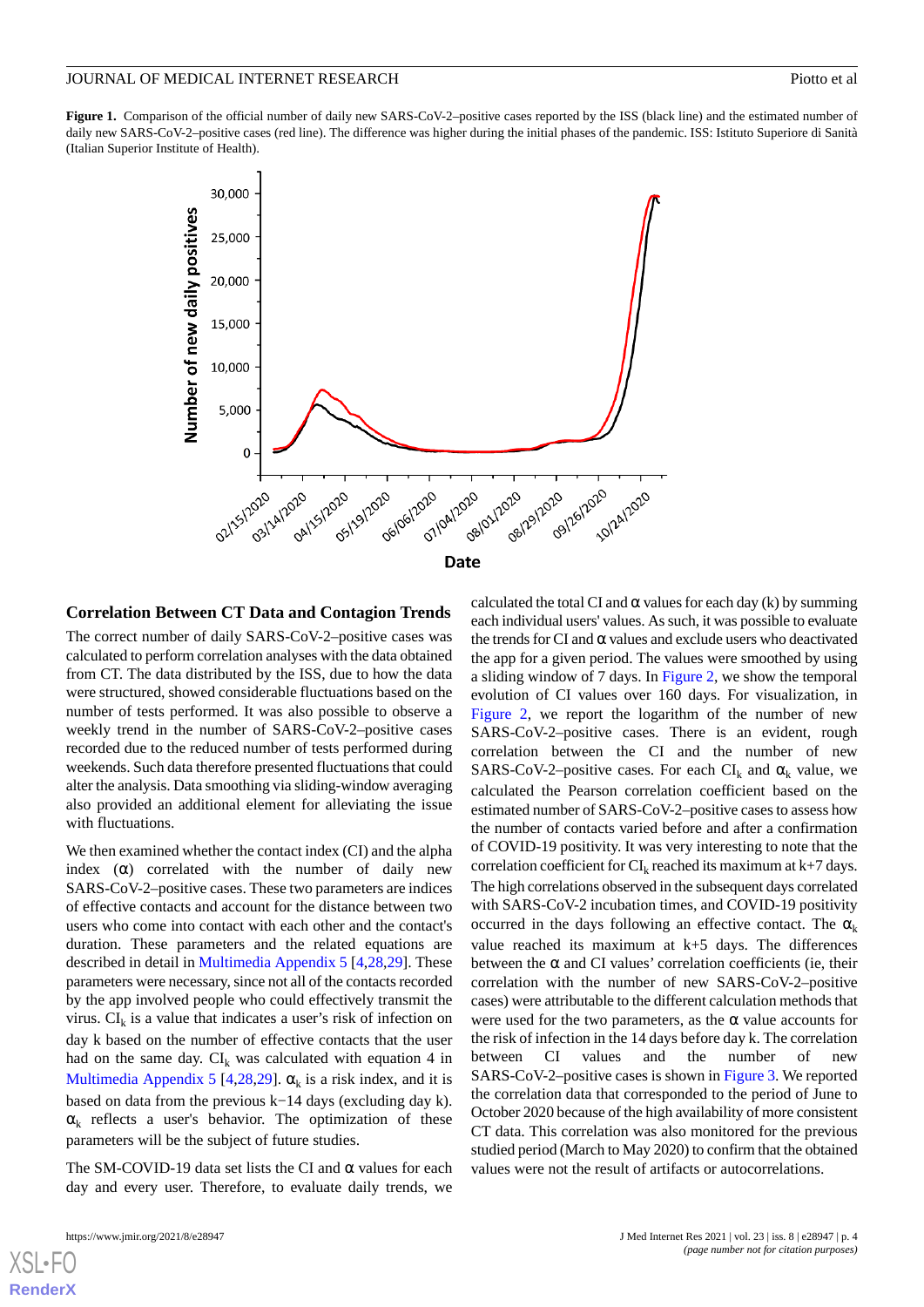**Figure 1.** Comparison of the official number of daily new SARS-CoV-2–positive cases reported by the ISS (black line) and the estimated number of daily new SARS-CoV-2–positive cases (red line). The difference was higher during the initial phases of the pandemic. ISS: Istituto Superiore di Sanità (Italian Superior Institute of Health).

### Correlation Between CT Data and Contagion Trends

The correct number of daily SARS-CoV-2–positive cases was calculated to perform correlation analyses with the data obtained from CT. The data distributed by the ISS, due to how the data were structured, showed considerable fluctuations based on the number of tests performed. It was also possible to observe a weekly trend in the number of SARS-CoV-2–positive cases recorded due to the reduced number of tests performed during weekends. Such data therefore presented fluctuations that could alter the analysis. Data smoothing via sliding-window averaging also provided an additional element for alleviating the issue with fluctuations.

We then examined whether the contact index (CI) and the alpha index (α) correlated with the number of daily new SARS-CoV-2–positive cases. These two parameters are indices of effective contacts and account for the distance between two users who come into contact with each other and the contact's duration. These parameters and the related equations are described in detail in Multimedia Appendix 5 [4,28,29]. These parameters were necessary, since not all of the contacts recorded by the app involved people who could effectively transmit the virus. $CI_k$ is a value that indicates a user's risk of infection on day k based on the number of effective contacts that the user had on the same day. $CI_k$ was calculated with equation 4 in Multimedia Appendix 5 [4,28,29]. $\alpha_k$ is a risk index, and it is based on data from the previous k−14 days (excluding day k). $\alpha_k$ reflects a user's behavior. The optimization of these parameters will be the subject of future studies.

The SM-COVID-19 data set lists the CI and α values for each day and every user. Therefore, to evaluate daily trends, we calculated the total CI and α values for each day (k) by summing each individual users' values. As such, it was possible to evaluate the trends for CI and α values and exclude users who deactivated the app for a given period. The values were smoothed by using a sliding window of 7 days. In Figure 2, we show the temporal evolution of CI values over 160 days. For visualization, in Figure 2, we report the logarithm of the number of new SARS-CoV-2–positive cases. There is an evident, rough correlation between the CI and the number of new SARS-CoV-2–positive cases. For each $CI_k$ and $\alpha_k$ value, we calculated the Pearson correlation coefficient based on the estimated number of SARS-CoV-2–positive cases to assess how the number of contacts varied before and after a confirmation of COVID-19 positivity. It was very interesting to note that the correlation coefficient for $CI_k$ reached its maximum at k+7 days. The high correlations observed in the subsequent days correlated with SARS-CoV-2 incubation times, and COVID-19 positivity occurred in the days following an effective contact. The $\alpha_k$ value reached its maximum at k+5 days. The differences between the α and CI values' correlation coefficients (ie, their correlation with the number of new SARS-CoV-2–positive cases) were attributable to the different calculation methods that were used for the two parameters, as the α value accounts for the risk of infection in the 14 days before day k. The correlation between CI values and the number of new SARS-CoV-2–positive cases is shown in Figure 3. We reported the correlation data that corresponded to the period of June to October 2020 because of the high availability of more consistent CT data. This correlation was also monitored for the previous studied period (March to May 2020) to confirm that the obtained values were not the result of artifacts or autocorrelations.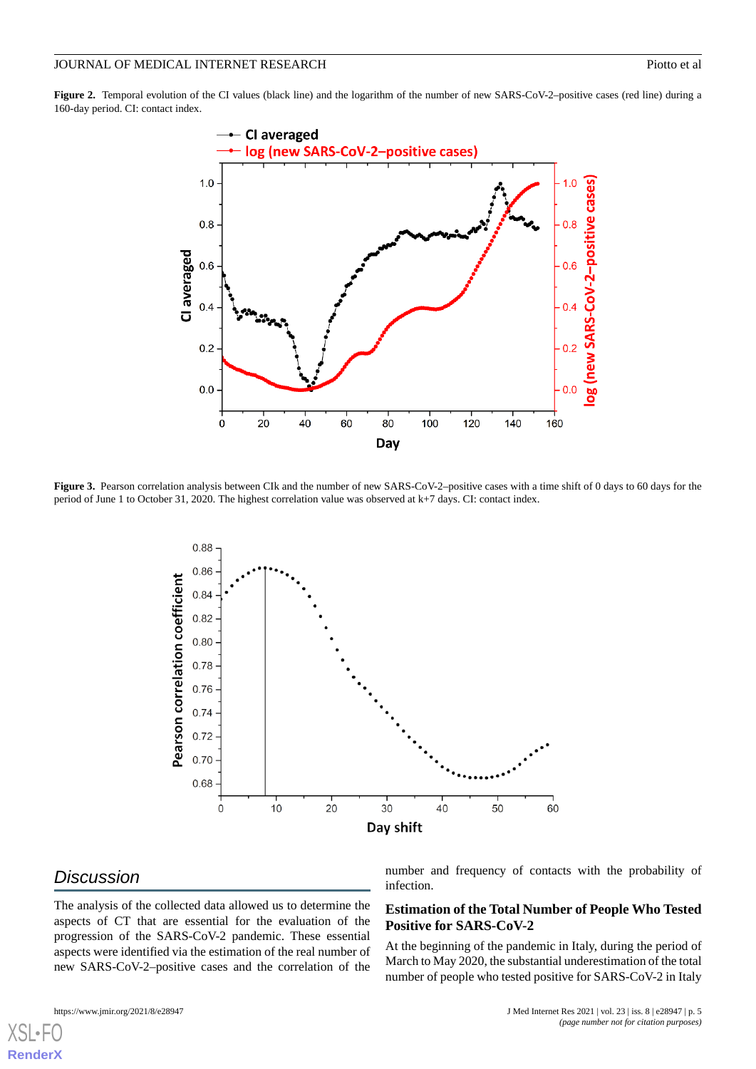**Figure 2.** Temporal evolution of the CI values (black line) and the logarithm of the number of new SARS-CoV-2–positive cases (red line) during a 160-day period. CI: contact index.

**Figure 3.** Pearson correlation analysis between CIk and the number of new SARS-CoV-2–positive cases with a time shift of 0 days to 60 days for the period of June 1 to October 31, 2020. The highest correlation value was observed at k+7 days. CI: contact index.

## Discussion

The analysis of the collected data allowed us to determine the aspects of CT that are essential for the evaluation of the progression of the SARS-CoV-2 pandemic. These essential aspects were identified via the estimation of the real number of new SARS-CoV-2–positive cases and the correlation of the number and frequency of contacts with the probability of infection.

### Estimation of the Total Number of People Who Tested Positive for SARS-CoV-2

At the beginning of the pandemic in Italy, during the period of March to May 2020, the substantial underestimation of the total number of people who tested positive for SARS-CoV-2 in Italy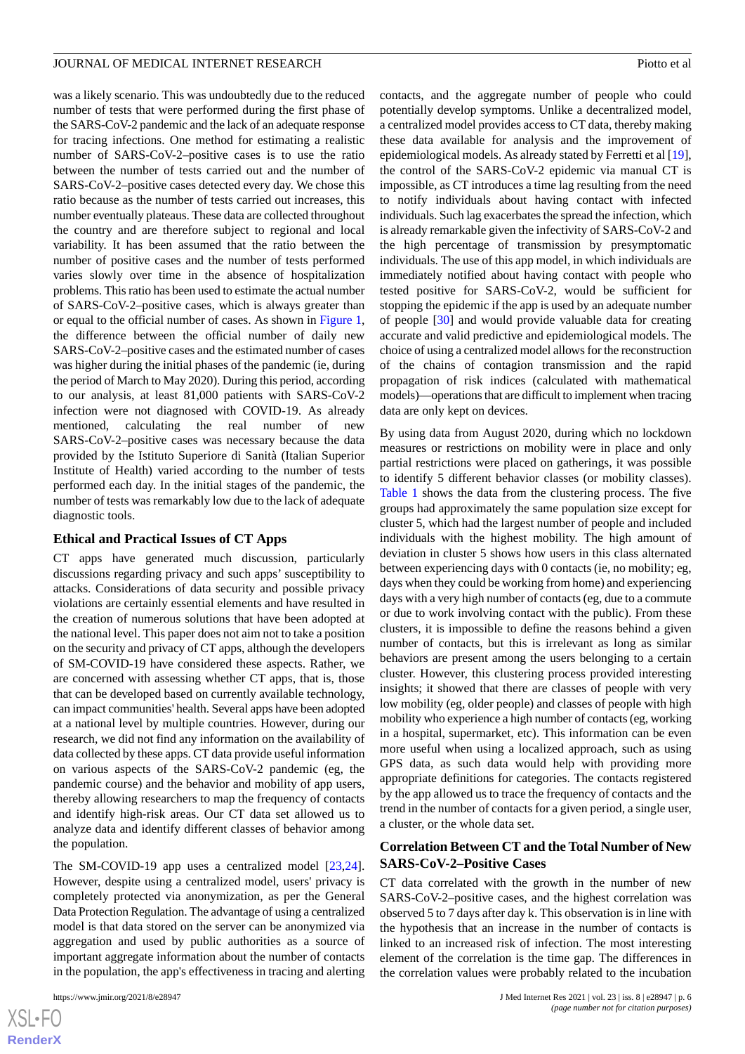was a likely scenario. This was undoubtedly due to the reduced number of tests that were performed during the first phase of the SARS-CoV-2 pandemic and the lack of an adequate response for tracing infections. One method for estimating a realistic number of SARS-CoV-2–positive cases is to use the ratio between the number of tests carried out and the number of SARS-CoV-2–positive cases detected every day. We chose this ratio because as the number of tests carried out increases, this number eventually plateaus. These data are collected throughout the country and are therefore subject to regional and local variability. It has been assumed that the ratio between the number of positive cases and the number of tests performed varies slowly over time in the absence of hospitalization problems. This ratio has been used to estimate the actual number of SARS-CoV-2–positive cases, which is always greater than or equal to the official number of cases. As shown in Figure 1, the difference between the official number of daily new SARS-CoV-2–positive cases and the estimated number of cases was higher during the initial phases of the pandemic (ie, during the period of March to May 2020). During this period, according to our analysis, at least 81,000 patients with SARS-CoV-2 infection were not diagnosed with COVID-19. As already mentioned, calculating the real number of new SARS-CoV-2–positive cases was necessary because the data provided by the Istituto Superiore di Sanità (Italian Superior Institute of Health) varied according to the number of tests performed each day. In the initial stages of the pandemic, the number of tests was remarkably low due to the lack of adequate diagnostic tools.

### Ethical and Practical Issues of CT Apps

CT apps have generated much discussion, particularly discussions regarding privacy and such apps' susceptibility to attacks. Considerations of data security and possible privacy violations are certainly essential elements and have resulted in the creation of numerous solutions that have been adopted at the national level. This paper does not aim not to take a position on the security and privacy of CT apps, although the developers of SM-COVID-19 have considered these aspects. Rather, we are concerned with assessing whether CT apps, that is, those that can be developed based on currently available technology, can impact communities' health. Several apps have been adopted at a national level by multiple countries. However, during our research, we did not find any information on the availability of data collected by these apps. CT data provide useful information on various aspects of the SARS-CoV-2 pandemic (eg, the pandemic course) and the behavior and mobility of app users, thereby allowing researchers to map the frequency of contacts and identify high-risk areas. Our CT data set allowed us to analyze data and identify different classes of behavior among the population.

The SM-COVID-19 app uses a centralized model [23,24]. However, despite using a centralized model, users' privacy is completely protected via anonymization, as per the General Data Protection Regulation. The advantage of using a centralized model is that data stored on the server can be anonymized via aggregation and used by public authorities as a source of important aggregate information about the number of contacts in the population, the app's effectiveness in tracing and alerting contacts, and the aggregate number of people who could potentially develop symptoms. Unlike a decentralized model, a centralized model provides access to CT data, thereby making these data available for analysis and the improvement of epidemiological models. As already stated by Ferretti et al [19], the control of the SARS-CoV-2 epidemic via manual CT is impossible, as CT introduces a time lag resulting from the need to notify individuals about having contact with infected individuals. Such lag exacerbates the spread the infection, which is already remarkable given the infectivity of SARS-CoV-2 and the high percentage of transmission by presymptomatic individuals. The use of this app model, in which individuals are immediately notified about having contact with people who tested positive for SARS-CoV-2, would be sufficient for stopping the epidemic if the app is used by an adequate number of people [30] and would provide valuable data for creating accurate and valid predictive and epidemiological models. The choice of using a centralized model allows for the reconstruction of the chains of contagion transmission and the rapid propagation of risk indices (calculated with mathematical models)—operations that are difficult to implement when tracing data are only kept on devices.

By using data from August 2020, during which no lockdown measures or restrictions on mobility were in place and only partial restrictions were placed on gatherings, it was possible to identify 5 different behavior classes (or mobility classes). Table 1 shows the data from the clustering process. The five groups had approximately the same population size except for cluster 5, which had the largest number of people and included individuals with the highest mobility. The high amount of deviation in cluster 5 shows how users in this class alternated between experiencing days with 0 contacts (ie, no mobility; eg, days when they could be working from home) and experiencing days with a very high number of contacts (eg, due to a commute or due to work involving contact with the public). From these clusters, it is impossible to define the reasons behind a given number of contacts, but this is irrelevant as long as similar behaviors are present among the users belonging to a certain cluster. However, this clustering process provided interesting insights; it showed that there are classes of people with very low mobility (eg, older people) and classes of people with high mobility who experience a high number of contacts (eg, working in a hospital, supermarket, etc). This information can be even more useful when using a localized approach, such as using GPS data, as such data would help with providing more appropriate definitions for categories. The contacts registered by the app allowed us to trace the frequency of contacts and the trend in the number of contacts for a given period, a single user, a cluster, or the whole data set.

### Correlation Between CT and the Total Number of New SARS-CoV-2–Positive Cases

CT data correlated with the growth in the number of new SARS-CoV-2–positive cases, and the highest correlation was observed 5 to 7 days after day k. This observation is in line with the hypothesis that an increase in the number of contacts is linked to an increased risk of infection. The most interesting element of the correlation is the time gap. The differences in the correlation values were probably related to the incubation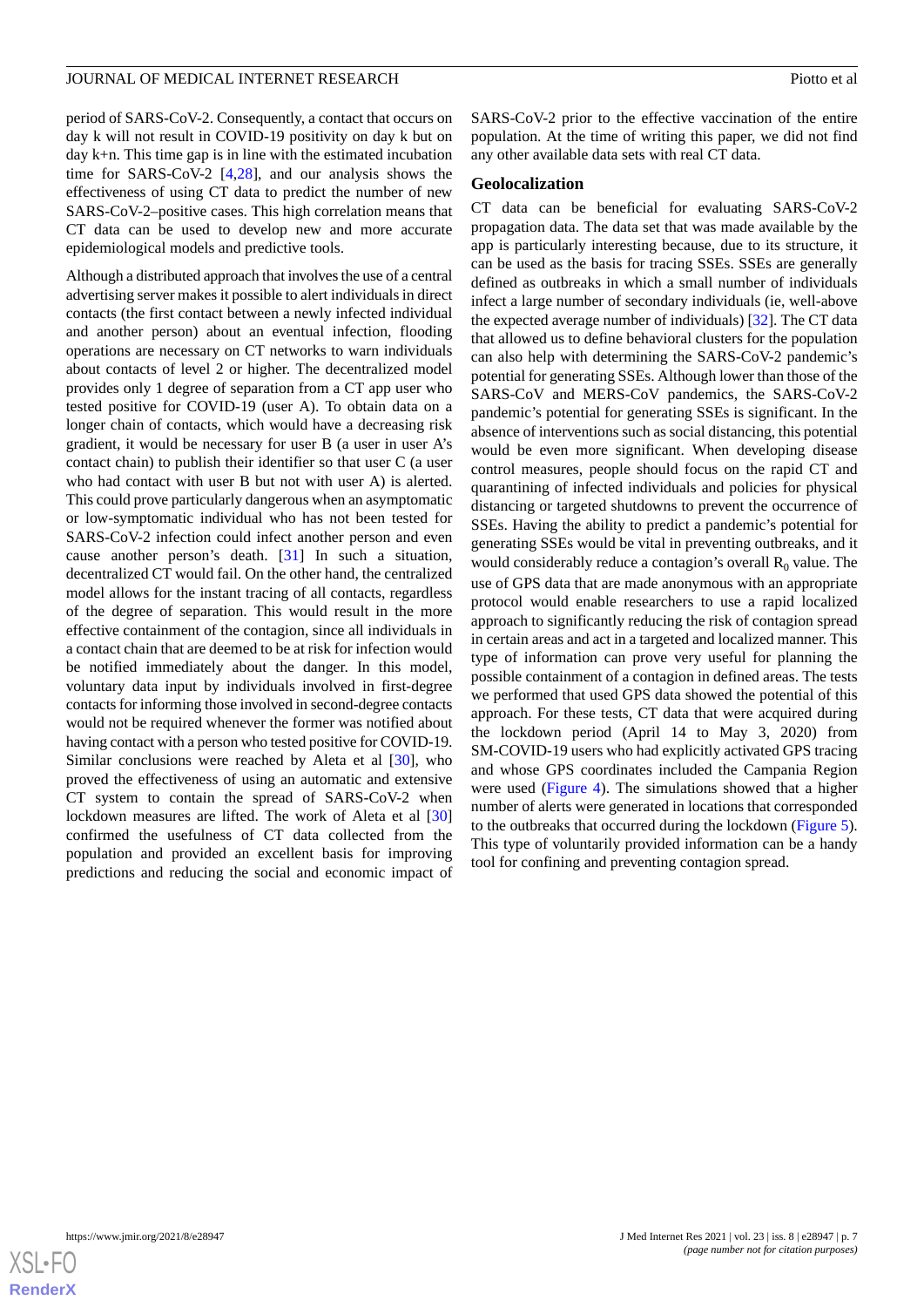period of SARS-CoV-2. Consequently, a contact that occurs on day k will not result in COVID-19 positivity on day k but on day k+n. This time gap is in line with the estimated incubation time for SARS-CoV-2 [4,28], and our analysis shows the effectiveness of using CT data to predict the number of new SARS-CoV-2–positive cases. This high correlation means that CT data can be used to develop new and more accurate epidemiological models and predictive tools.

Although a distributed approach that involves the use of a central advertising server makes it possible to alert individuals in direct contacts (the first contact between a newly infected individual and another person) about an eventual infection, flooding operations are necessary on CT networks to warn individuals about contacts of level 2 or higher. The decentralized model provides only 1 degree of separation from a CT app user who tested positive for COVID-19 (user A). To obtain data on a longer chain of contacts, which would have a decreasing risk gradient, it would be necessary for user B (a user in user A's contact chain) to publish their identifier so that user C (a user who had contact with user B but not with user A) is alerted. This could prove particularly dangerous when an asymptomatic or low-symptomatic individual who has not been tested for SARS-CoV-2 infection could infect another person and even cause another person's death. [31] In such a situation, decentralized CT would fail. On the other hand, the centralized model allows for the instant tracing of all contacts, regardless of the degree of separation. This would result in the more effective containment of the contagion, since all individuals in a contact chain that are deemed to be at risk for infection would be notified immediately about the danger. In this model, voluntary data input by individuals involved in first-degree contacts for informing those involved in second-degree contacts would not be required whenever the former was notified about having contact with a person who tested positive for COVID-19. Similar conclusions were reached by Aleta et al [30], who proved the effectiveness of using an automatic and extensive CT system to contain the spread of SARS-CoV-2 when lockdown measures are lifted. The work of Aleta et al [30] confirmed the usefulness of CT data collected from the population and provided an excellent basis for improving predictions and reducing the social and economic impact of SARS-CoV-2 prior to the effective vaccination of the entire population. At the time of writing this paper, we did not find any other available data sets with real CT data.

## Geolocalization

CT data can be beneficial for evaluating SARS-CoV-2 propagation data. The data set that was made available by the app is particularly interesting because, due to its structure, it can be used as the basis for tracing SSEs. SSEs are generally defined as outbreaks in which a small number of individuals infect a large number of secondary individuals (ie, well-above the expected average number of individuals) [32]. The CT data that allowed us to define behavioral clusters for the population can also help with determining the SARS-CoV-2 pandemic's potential for generating SSEs. Although lower than those of the SARS-CoV and MERS-CoV pandemics, the SARS-CoV-2 pandemic's potential for generating SSEs is significant. In the absence of interventions such as social distancing, this potential would be even more significant. When developing disease control measures, people should focus on the rapid CT and quarantining of infected individuals and policies for physical distancing or targeted shutdowns to prevent the occurrence of SSEs. Having the ability to predict a pandemic's potential for generating SSEs would be vital in preventing outbreaks, and it would considerably reduce a contagion's overall $R_0$ value. The use of GPS data that are made anonymous with an appropriate protocol would enable researchers to use a rapid localized approach to significantly reducing the risk of contagion spread in certain areas and act in a targeted and localized manner. This type of information can prove very useful for planning the possible containment of a contagion in defined areas. The tests we performed that used GPS data showed the potential of this approach. For these tests, CT data that were acquired during the lockdown period (April 14 to May 3, 2020) from SM-COVID-19 users who had explicitly activated GPS tracing and whose GPS coordinates included the Campania Region were used (Figure 4). The simulations showed that a higher number of alerts were generated in locations that corresponded to the outbreaks that occurred during the lockdown (Figure 5). This type of voluntarily provided information can be a handy tool for confining and preventing contagion spread.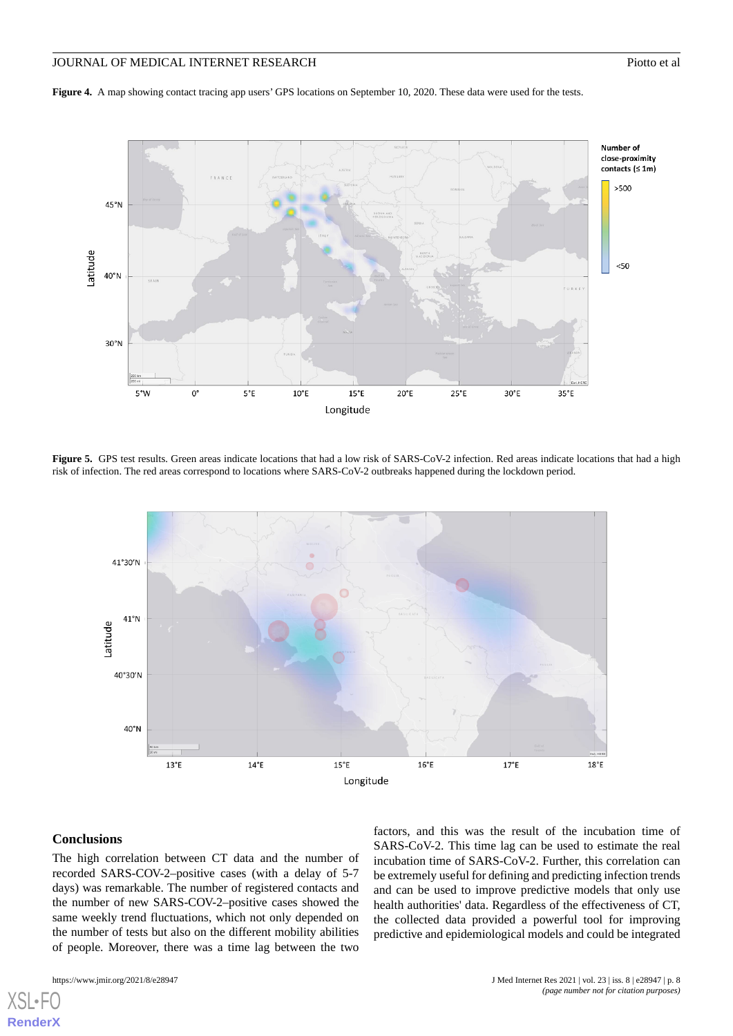**Figure 4.** A map showing contact tracing app users' GPS locations on September 10, 2020. These data were used for the tests.

**Figure 5.** GPS test results. Green areas indicate locations that had a low risk of SARS-CoV-2 infection. Red areas indicate locations that had a high risk of infection. The red areas correspond to locations where SARS-CoV-2 outbreaks happened during the lockdown period.

## Conclusions

The high correlation between CT data and the number of recorded SARS-COV-2–positive cases (with a delay of 5-7 days) was remarkable. The number of registered contacts and the number of new SARS-COV-2–positive cases showed the same weekly trend fluctuations, which not only depended on the number of tests but also on the different mobility abilities of people. Moreover, there was a time lag between the two factors, and this was the result of the incubation time of SARS-CoV-2. This time lag can be used to estimate the real incubation time of SARS-CoV-2. Further, this correlation can be extremely useful for defining and predicting infection trends and can be used to improve predictive models that only use health authorities' data. Regardless of the effectiveness of CT, the collected data provided a powerful tool for improving predictive and epidemiological models and could be integrated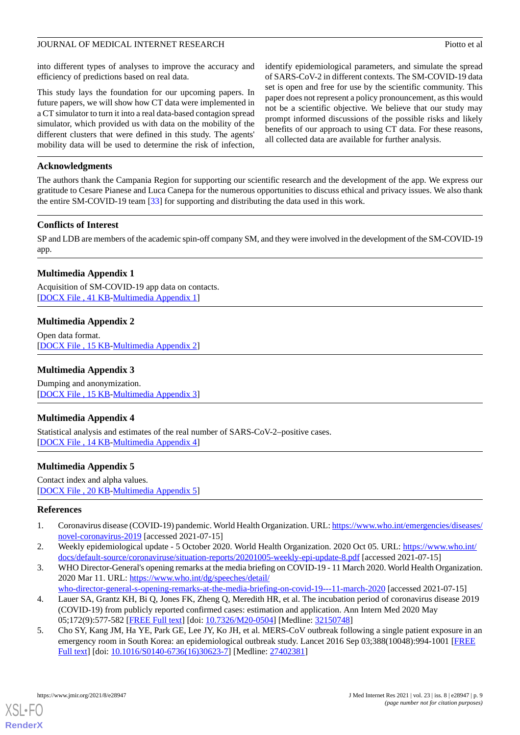into different types of analyses to improve the accuracy and efficiency of predictions based on real data.

This study lays the foundation for our upcoming papers. In future papers, we will show how CT data were implemented in a CT simulator to turn it into a real data-based contagion spread simulator, which provided us with data on the mobility of the different clusters that were defined in this study. The agents' mobility data will be used to determine the risk of infection, identify epidemiological parameters, and simulate the spread of SARS-CoV-2 in different contexts. The SM-COVID-19 data set is open and free for use by the scientific community. This paper does not represent a policy pronouncement, as this would not be a scientific objective. We believe that our study may prompt informed discussions of the possible risks and likely benefits of our approach to using CT data. For these reasons, all collected data are available for further analysis.

## Acknowledgments

The authors thank the Campania Region for supporting our scientific research and the development of the app. We express our gratitude to Cesare Pianese and Luca Canepa for the numerous opportunities to discuss ethical and privacy issues. We also thank the entire SM-COVID-19 team [33] for supporting and distributing the data used in this work.

## Conflicts of Interest

SP and LDB are members of the academic spin-off company SM, and they were involved in the development of the SM-COVID-19 app.

## Multimedia Appendix 1

Acquisition of SM-COVID-19 app data on contacts.
[DOCX File , 41 KB-Multimedia Appendix 1]

## Multimedia Appendix 2

Open data format.
[DOCX File , 15 KB-Multimedia Appendix 2]

## Multimedia Appendix 3

Dumping and anonymization.
[DOCX File , 15 KB-Multimedia Appendix 3]

## Multimedia Appendix 4

Statistical analysis and estimates of the real number of SARS-CoV-2–positive cases.
[DOCX File , 14 KB-Multimedia Appendix 4]

## Multimedia Appendix 5

Contact index and alpha values.
[DOCX File , 20 KB-Multimedia Appendix 5]

## References

1. Coronavirus disease (COVID-19) pandemic. World Health Organization. URL: https://www.who.int/emergencies/diseases/novel-coronavirus-2019 [accessed 2021-07-15]
2. Weekly epidemiological update - 5 October 2020. World Health Organization. 2020 Oct 05. URL: https://www.who.int/docs/default-source/coronaviruse/situation-reports/20201005-weekly-epi-update-8.pdf [accessed 2021-07-15]
3. WHO Director-General's opening remarks at the media briefing on COVID-19 - 11 March 2020. World Health Organization. 2020 Mar 11. URL: https://www.who.int/dg/speeches/detail/who-director-general-s-opening-remarks-at-the-media-briefing-on-covid-19---11-march-2020 [accessed 2021-07-15]
4. Lauer SA, Grantz KH, Bi Q, Jones FK, Zheng Q, Meredith HR, et al. The incubation period of coronavirus disease 2019 (COVID-19) from publicly reported confirmed cases: estimation and application. Ann Intern Med 2020 May 05;172(9):577-582 [FREE Full text] [doi: 10.7326/M20-0504] [Medline: 32150748]
5. Cho SY, Kang JM, Ha YE, Park GE, Lee JY, Ko JH, et al. MERS-CoV outbreak following a single patient exposure in an emergency room in South Korea: an epidemiological outbreak study. Lancet 2016 Sep 03;388(10048):994-1001 [FREE Full text] [doi: 10.1016/S0140-6736(16)30623-7] [Medline: 27402381]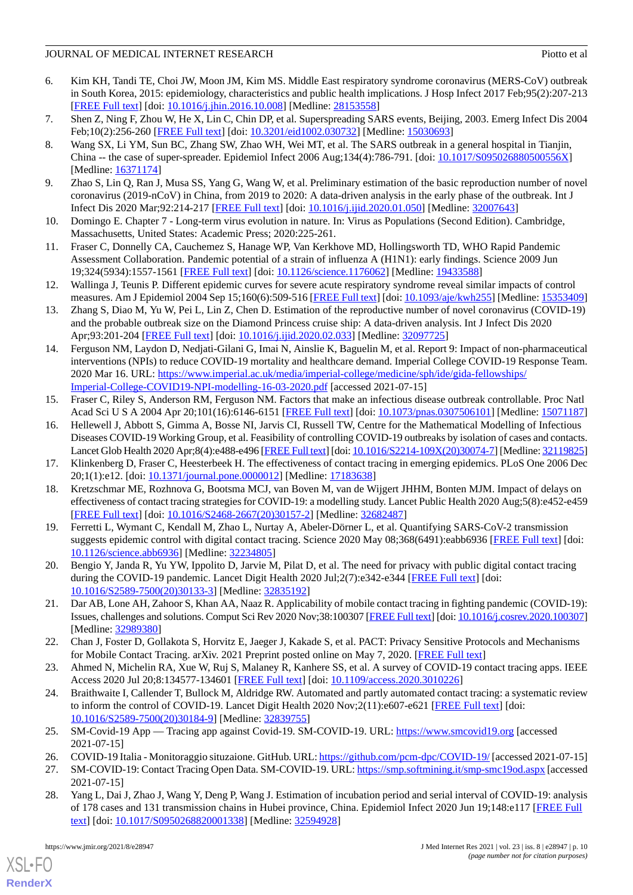6. Kim KH, Tandi TE, Choi JW, Moon JM, Kim MS. Middle East respiratory syndrome coronavirus (MERS-CoV) outbreak in South Korea, 2015: epidemiology, characteristics and public health implications. J Hosp Infect 2017 Feb;95(2):207-213 [FREE Full text] [doi: 10.1016/j.jhin.2016.10.008] [Medline: 28153558]
7. Shen Z, Ning F, Zhou W, He X, Lin C, Chin DP, et al. Superspreading SARS events, Beijing, 2003. Emerg Infect Dis 2004 Feb;10(2):256-260 [FREE Full text] [doi: 10.3201/eid1002.030732] [Medline: 15030693]
8. Wang SX, Li YM, Sun BC, Zhang SW, Zhao WH, Wei MT, et al. The SARS outbreak in a general hospital in Tianjin, China -- the case of super-spreader. Epidemiol Infect 2006 Aug;134(4):786-791. [doi: 10.1017/S095026880500556X] [Medline: 16371174]
9. Zhao S, Lin Q, Ran J, Musa SS, Yang G, Wang W, et al. Preliminary estimation of the basic reproduction number of novel coronavirus (2019-nCoV) in China, from 2019 to 2020: A data-driven analysis in the early phase of the outbreak. Int J Infect Dis 2020 Mar;92:214-217 [FREE Full text] [doi: 10.1016/j.ijid.2020.01.050] [Medline: 32007643]
10. Domingo E. Chapter 7 - Long-term virus evolution in nature. In: Virus as Populations (Second Edition). Cambridge, Massachusetts, United States: Academic Press; 2020:225-261.
11. Fraser C, Donnelly CA, Cauchemez S, Hanage WP, Van Kerkhove MD, Hollingsworth TD, WHO Rapid Pandemic Assessment Collaboration. Pandemic potential of a strain of influenza A (H1N1): early findings. Science 2009 Jun 19;324(5934):1557-1561 [FREE Full text] [doi: 10.1126/science.1176062] [Medline: 19433588]
12. Wallinga J, Teunis P. Different epidemic curves for severe acute respiratory syndrome reveal similar impacts of control measures. Am J Epidemiol 2004 Sep 15;160(6):509-516 [FREE Full text] [doi: 10.1093/aje/kwh255] [Medline: 15353409]
13. Zhang S, Diao M, Yu W, Pei L, Lin Z, Chen D. Estimation of the reproductive number of novel coronavirus (COVID-19) and the probable outbreak size on the Diamond Princess cruise ship: A data-driven analysis. Int J Infect Dis 2020 Apr;93:201-204 [FREE Full text] [doi: 10.1016/j.ijid.2020.02.033] [Medline: 32097725]
14. Ferguson NM, Laydon D, Nedjati-Gilani G, Imai N, Ainslie K, Baguelin M, et al. Report 9: Impact of non-pharmaceutical interventions (NPIs) to reduce COVID-19 mortality and healthcare demand. Imperial College COVID-19 Response Team. 2020 Mar 16. URL: https://www.imperial.ac.uk/media/imperial-college/medicine/sph/ide/gida-fellowships/Imperial-College-COVID19-NPI-modelling-16-03-2020.pdf [accessed 2021-07-15]
15. Fraser C, Riley S, Anderson RM, Ferguson NM. Factors that make an infectious disease outbreak controllable. Proc Natl Acad Sci U S A 2004 Apr 20;101(16):6146-6151 [FREE Full text] [doi: 10.1073/pnas.0307506101] [Medline: 15071187]
16. Hellewell J, Abbott S, Gimma A, Bosse NI, Jarvis CI, Russell TW, Centre for the Mathematical Modelling of Infectious Diseases COVID-19 Working Group, et al. Feasibility of controlling COVID-19 outbreaks by isolation of cases and contacts. Lancet Glob Health 2020 Apr;8(4):e488-e496 [FREE Full text] [doi: 10.1016/S2214-109X(20)30074-7] [Medline: 32119825]
17. Klinkenberg D, Fraser C, Heesterbeek H. The effectiveness of contact tracing in emerging epidemics. PLoS One 2006 Dec 20;1(1):e12. [doi: 10.1371/journal.pone.0000012] [Medline: 17183638]
18. Kretzschmar ME, Rozhnova G, Bootsma MCJ, van Boven M, van de Wijgert JHHM, Bonten MJM. Impact of delays on effectiveness of contact tracing strategies for COVID-19: a modelling study. Lancet Public Health 2020 Aug;5(8):e452-e459 [FREE Full text] [doi: 10.1016/S2468-2667(20)30157-2] [Medline: 32682487]
19. Ferretti L, Wymant C, Kendall M, Zhao L, Nurtay A, Abeler-Dörner L, et al. Quantifying SARS-CoV-2 transmission suggests epidemic control with digital contact tracing. Science 2020 May 08;368(6491):eabb6936 [FREE Full text] [doi: 10.1126/science.abb6936] [Medline: 32234805]
20. Bengio Y, Janda R, Yu YW, Ippolito D, Jarvie M, Pilat D, et al. The need for privacy with public digital contact tracing during the COVID-19 pandemic. Lancet Digit Health 2020 Jul;2(7):e342-e344 [FREE Full text] [doi: 10.1016/S2589-7500(20)30133-3] [Medline: 32835192]
21. Dar AB, Lone AH, Zahoor S, Khan AA, Naaz R. Applicability of mobile contact tracing in fighting pandemic (COVID-19): Issues, challenges and solutions. Comput Sci Rev 2020 Nov;38:100307 [FREE Full text] [doi: 10.1016/j.cosrev.2020.100307] [Medline: 32989380]
22. Chan J, Foster D, Gollakota S, Horvitz E, Jaeger J, Kakade S, et al. PACT: Privacy Sensitive Protocols and Mechanisms for Mobile Contact Tracing. arXiv. 2021 Preprint posted online on May 7, 2020. [FREE Full text]
23. Ahmed N, Michelin RA, Xue W, Ruj S, Malaney R, Kanhere SS, et al. A survey of COVID-19 contact tracing apps. IEEE Access 2020 Jul 20;8:134577-134601 [FREE Full text] [doi: 10.1109/access.2020.3010226]
24. Braithwaite I, Callender T, Bullock M, Aldridge RW. Automated and partly automated contact tracing: a systematic review to inform the control of COVID-19. Lancet Digit Health 2020 Nov;2(11):e607-e621 [FREE Full text] [doi: 10.1016/S2589-7500(20)30184-9] [Medline: 32839755]
25. SM-Covid-19 App — Tracing app against Covid-19. SM-COVID-19. URL: https://www.smcovid19.org [accessed 2021-07-15]
26. COVID-19 Italia - Monitoraggio situazione. GitHub. URL: https://github.com/pcm-dpc/COVID-19/ [accessed 2021-07-15]
27. SM-COVID-19: Contact Tracing Open Data. SM-COVID-19. URL: https://smp.softmining.it/smp-smc19od.aspx [accessed 2021-07-15]
28. Yang L, Dai J, Zhao J, Wang Y, Deng P, Wang J. Estimation of incubation period and serial interval of COVID-19: analysis of 178 cases and 131 transmission chains in Hubei province, China. Epidemiol Infect 2020 Jun 19;148:e117 [FREE Full text] [doi: 10.1017/S0950268820001338] [Medline: 32594928]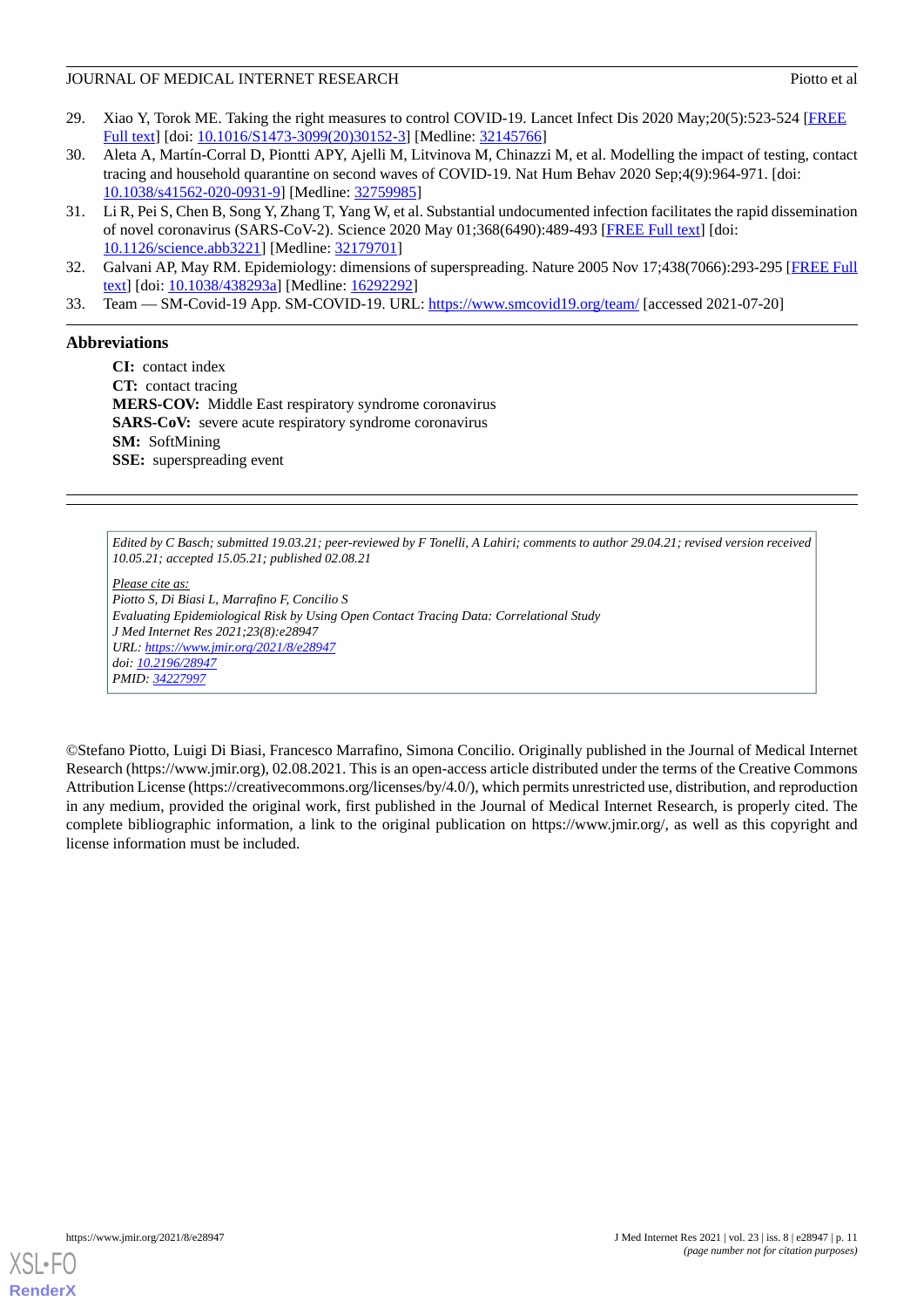29. Xiao Y, Torok ME. Taking the right measures to control COVID-19. Lancet Infect Dis 2020 May;20(5):523-524 [FREE Full text] [doi: 10.1016/S1473-3099(20)30152-3] [Medline: 32145766]
30. Aleta A, Martín-Corral D, Piontti APY, Ajelli M, Litvinova M, Chinazzi M, et al. Modelling the impact of testing, contact tracing and household quarantine on second waves of COVID-19. Nat Hum Behav 2020 Sep;4(9):964-971. [doi: 10.1038/s41562-020-0931-9] [Medline: 32759985]
31. Li R, Pei S, Chen B, Song Y, Zhang T, Yang W, et al. Substantial undocumented infection facilitates the rapid dissemination of novel coronavirus (SARS-CoV-2). Science 2020 May 01;368(6490):489-493 [FREE Full text] [doi: 10.1126/science.abb3221] [Medline: 32179701]
32. Galvani AP, May RM. Epidemiology: dimensions of superspreading. Nature 2005 Nov 17;438(7066):293-295 [FREE Full text] [doi: 10.1038/438293a] [Medline: 16292292]
33. Team — SM-Covid-19 App. SM-COVID-19. URL: https://www.smcovid19.org/team/ [accessed 2021-07-20]

## Abbreviations

**CI:** contact index
**CT:** contact tracing
**MERS-COV:** Middle East respiratory syndrome coronavirus
**SARS-CoV:** severe acute respiratory syndrome coronavirus
**SM:** SoftMining
**SSE:** superspreading event

*Edited by C Basch; submitted 19.03.21; peer-reviewed by F Tonelli, A Lahiri; comments to author 29.04.21; revised version received 10.05.21; accepted 15.05.21; published 02.08.21*

*Please cite as:*
*Piotto S, Di Biasi L, Marrafino F, Concilio S*
*Evaluating Epidemiological Risk by Using Open Contact Tracing Data: Correlational Study*
*J Med Internet Res 2021;23(8):e28947*
*URL: https://www.jmir.org/2021/8/e28947*
*doi: 10.2196/28947*
*PMID: 34227997*

©Stefano Piotto, Luigi Di Biasi, Francesco Marrafino, Simona Concilio. Originally published in the Journal of Medical Internet Research (https://www.jmir.org), 02.08.2021. This is an open-access article distributed under the terms of the Creative Commons Attribution License (https://creativecommons.org/licenses/by/4.0/), which permits unrestricted use, distribution, and reproduction in any medium, provided the original work, first published in the Journal of Medical Internet Research, is properly cited. The complete bibliographic information, a link to the original publication on https://www.jmir.org/, as well as this copyright and license information must be included.